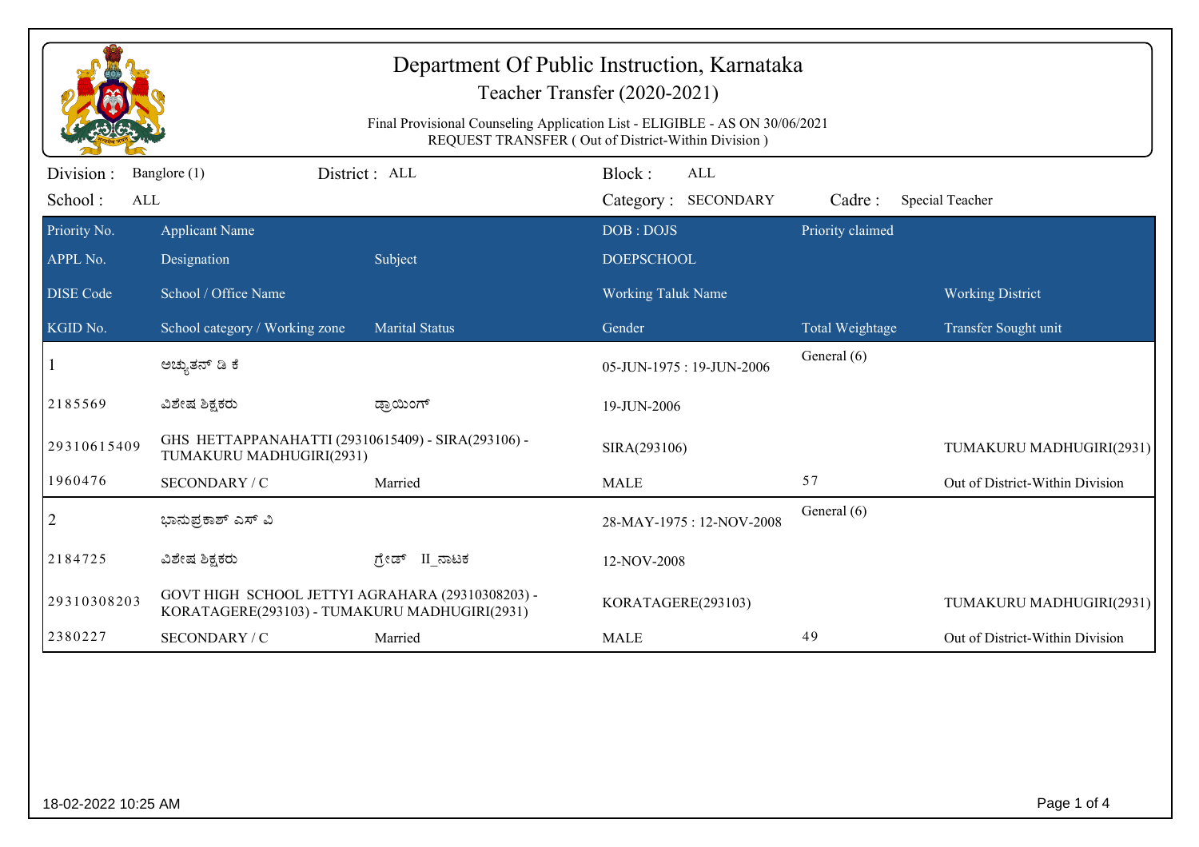# Department Of Public Instruction, Karnataka

## Teacher Transfer (2020-2021)

Final Provisional Counseling Application List - ELIGIBLE - AS ON 30/06/2021
REQUEST TRANSFER ( Out of District-Within Division )

Division : Banglore (1) | District : ALL | Block : ALL
School : ALL | Category : SECONDARY | Cadre : Special Teacher

| Priority No. | Applicant Name | | DOB : DOJS | Priority claimed | |
|---|---|---|---|---|---|
| APPL No. | Designation | Subject | DOEPSCHOOL | | |
| DISE Code | School / Office Name | | Working Taluk Name | | Working District |
| KGID No. | School category / Working zone | Marital Status | Gender | Total Weightage | Transfer Sought unit |
| 1 | ಅಚ್ಯುತನ್ ಡಿ ಕೆ | | 05-JUN-1975 : 19-JUN-2006 | General (6) | |
| 2185569 | ವಿಶೇಷ ಶಿಕ್ಷಕರು | ಡ್ರಾಯಿಂಗ್ | 19-JUN-2006 | | |
| 29310615409 | GHS HETTAPPANAHATTI (29310615409) - SIRA(293106) - TUMAKURU MADHUGIRI(2931) | | SIRA(293106) | | TUMAKURU MADHUGIRI(2931) |
| 1960476 | SECONDARY / C | Married | MALE | 57 | Out of District-Within Division |
| 2 | ಭಾನುಪ್ರಕಾಶ್ ಎಸ್ ವಿ | | 28-MAY-1975 : 12-NOV-2008 | General (6) | |
| 2184725 | ವಿಶೇಷ ಶಿಕ್ಷಕರು | ಗ್ರೇಡ್ II_ನಾಟಕ | 12-NOV-2008 | | |
| 29310308203 | GOVT HIGH SCHOOL JETTYI AGRAHARA (29310308203) - KORATAGERE(293103) - TUMAKURU MADHUGIRI(2931) | | KORATAGERE(293103) | | TUMAKURU MADHUGIRI(2931) |
| 2380227 | SECONDARY / C | Married | MALE | 49 | Out of District-Within Division |

18-02-2022 10:25 AM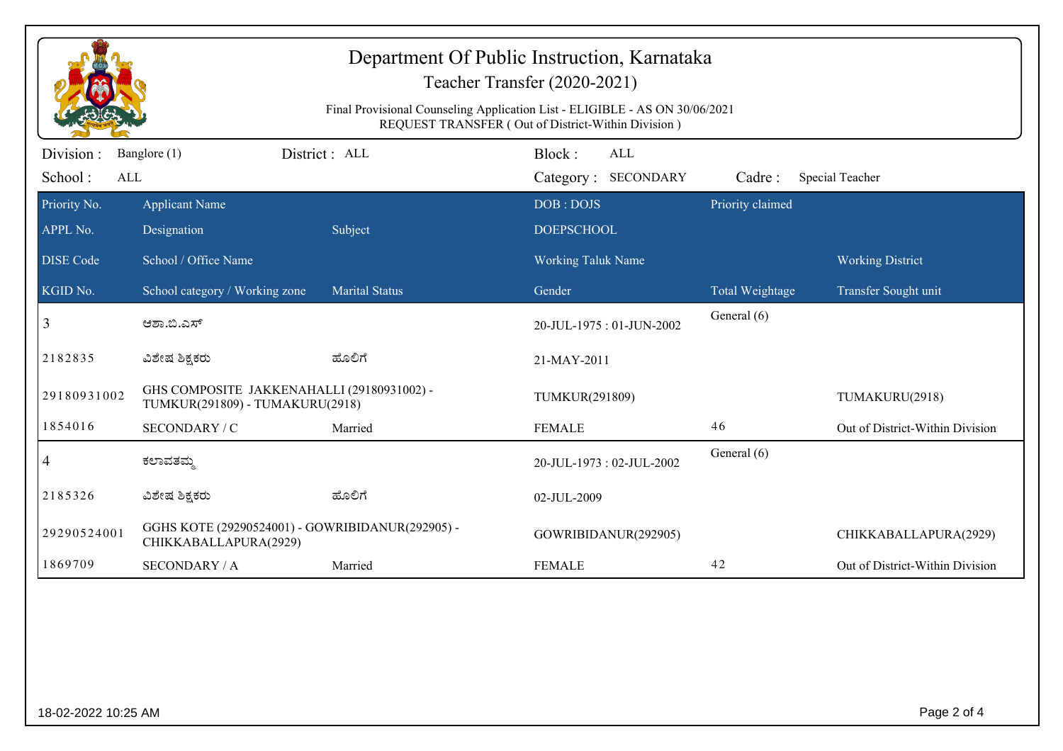# Department Of Public Instruction, Karnataka

Teacher Transfer (2020-2021)

Final Provisional Counseling Application List - ELIGIBLE - AS ON 30/06/2021
REQUEST TRANSFER ( Out of District-Within Division )

Division : Banglore (1) District : ALL Block : ALL
School : ALL Category : SECONDARY Cadre : Special Teacher

| Priority No. / APPL No. / DISE Code / KGID No. | Applicant Name / Designation / School / Office Name / School category / Working zone | Subject / Marital Status | DOB : DOJS / DOEPSCHOOL / Working Taluk Name / Gender | Priority claimed / Total Weightage | Working District / Transfer Sought unit |
|---|---|---|---|---|---|
| 3 | ಆಶಾ.ಬಿ.ಎಸ್ | | 20-JUL-1975 : 01-JUN-2002 | General (6) | |
| 2182835 | ವಿಶೇಷ ಶಿಕ್ಷಕರು | ಹೊಲಿಗೆ | 21-MAY-2011 | | |
| 29180931002 | GHS COMPOSITE JAKKENAHALLI (29180931002) - TUMKUR(291809) - TUMAKURU(2918) | | TUMKUR(291809) | | TUMAKURU(2918) |
| 1854016 | SECONDARY / C | Married | FEMALE | 46 | Out of District-Within Division |
| 4 | ಕಲಾವತಮ್ಮ | | 20-JUL-1973 : 02-JUL-2002 | General (6) | |
| 2185326 | ವಿಶೇಷ ಶಿಕ್ಷಕರು | ಹೊಲಿಗೆ | 02-JUL-2009 | | |
| 29290524001 | GGHS KOTE (29290524001) - GOWRIBIDANUR(292905) - CHIKKABALLAPURA(2929) | | GOWRIBIDANUR(292905) | | CHIKKABALLAPURA(2929) |
| 1869709 | SECONDARY / A | Married | FEMALE | 42 | Out of District-Within Division |

18-02-2022 10:25 AM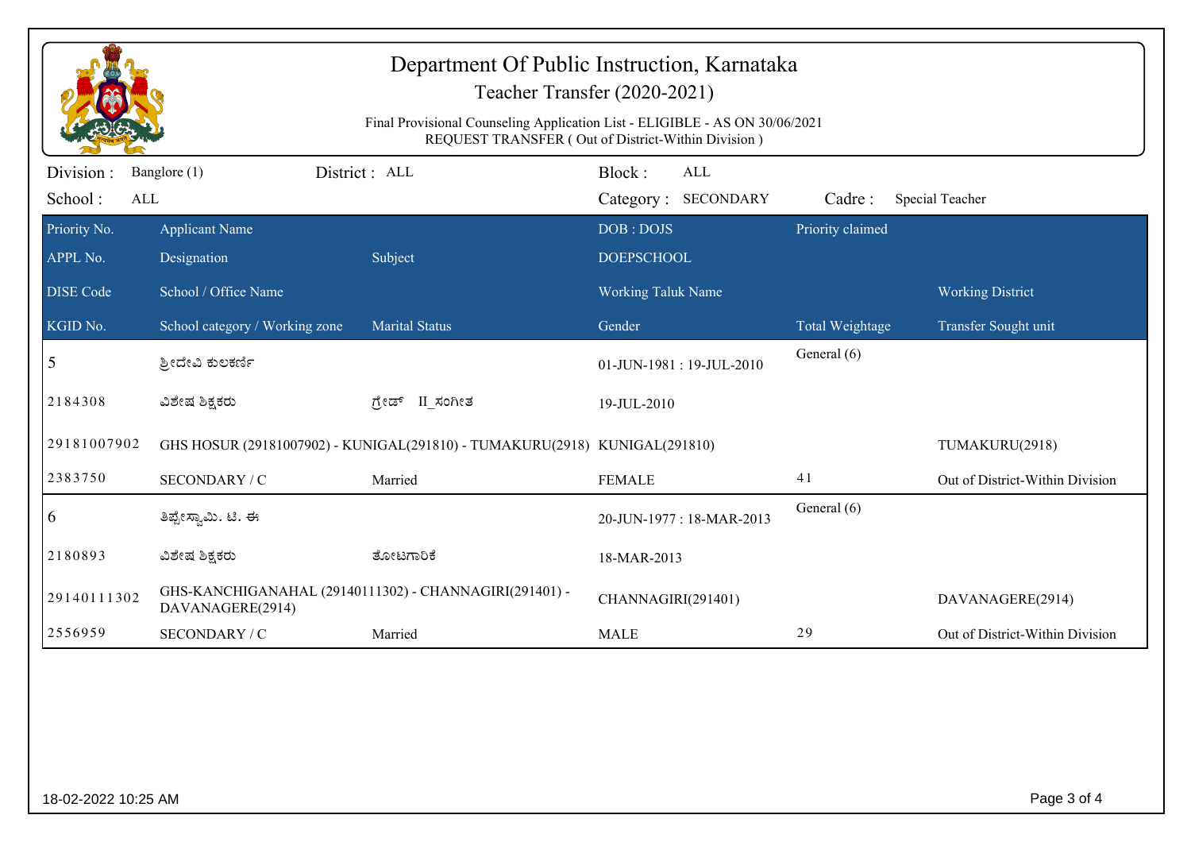# Department Of Public Instruction, Karnataka

## Teacher Transfer (2020-2021)

Final Provisional Counseling Application List - ELIGIBLE - AS ON 30/06/2021
REQUEST TRANSFER ( Out of District-Within Division )

Division : Banglore (1) | District : ALL | Block : ALL
School : ALL | Category : SECONDARY | Cadre : Special Teacher

| Priority No. / APPL No. / DISE Code / KGID No. | Applicant Name / Designation / School / Office Name / School category / Working zone | Subject / Marital Status | DOB : DOJS / DOEPSCHOOL / Working Taluk Name / Gender | Priority claimed / Total Weightage | Working District / Transfer Sought unit |
|---|---|---|---|---|---|
| 5 | ಶ್ರೀದೇವಿ ಕುಲಕರ್ಣಿ | | 01-JUN-1981 : 19-JUL-2010 | General (6) | |
| 2184308 | ವಿಶೇಷ ಶಿಕ್ಷಕರು | ಗ್ರೇಡ್ II_ಸಂಗೀತ | 19-JUL-2010 | | |
| 29181007902 | GHS HOSUR (29181007902) - KUNIGAL(291810) - TUMAKURU(2918) | | KUNIGAL(291810) | | TUMAKURU(2918) |
| 2383750 | SECONDARY / C | Married | FEMALE | 41 | Out of District-Within Division |
| 6 | ತಿಪ್ಪೇಸ್ವಾಮಿ. ಟಿ. ಈ | | 20-JUN-1977 : 18-MAR-2013 | General (6) | |
| 2180893 | ವಿಶೇಷ ಶಿಕ್ಷಕರು | ತೋಟಗಾರಿಕೆ | 18-MAR-2013 | | |
| 29140111302 | GHS-KANCHIGANAHAL (29140111302) - CHANNAGIRI(291401) - DAVANAGERE(2914) | | CHANNAGIRI(291401) | | DAVANAGERE(2914) |
| 2556959 | SECONDARY / C | Married | MALE | 29 | Out of District-Within Division |

18-02-2022 10:25 AM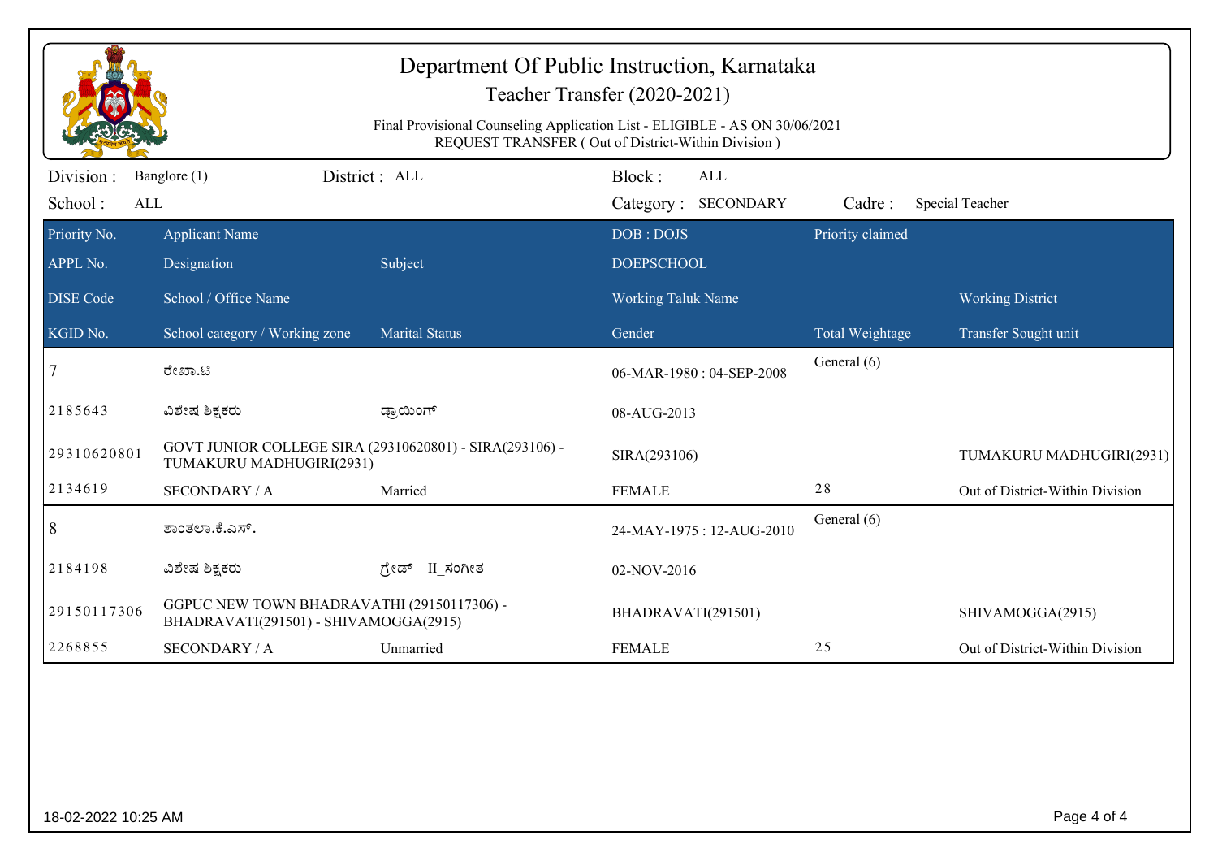# Department Of Public Instruction, Karnataka

Teacher Transfer (2020-2021)

Final Provisional Counseling Application List - ELIGIBLE - AS ON 30/06/2021

REQUEST TRANSFER ( Out of District-Within Division )

Division : Banglore (1) | District : ALL | Block : ALL

School : ALL | Category : SECONDARY | Cadre : Special Teacher

| Priority No. / APPL No. / DISE Code / KGID No. | Applicant Name / Designation / School / Office Name / School category / Working zone | Subject / Marital Status | DOB : DOJS / DOEPSCHOOL / Working Taluk Name / Gender | Priority claimed / Total Weightage | Working District / Transfer Sought unit |
|---|---|---|---|---|---|
| 7 | ರೇಖಾ.ಟಿ | | 06-MAR-1980 : 04-SEP-2008 | General (6) | |
| 2185643 | ವಿಶೇಷ ಶಿಕ್ಷಕರು | ಡ್ರಾಯಿಂಗ್ | 08-AUG-2013 | | |
| 29310620801 | GOVT JUNIOR COLLEGE SIRA (29310620801) - SIRA(293106) - TUMAKURU MADHUGIRI(2931) | | SIRA(293106) | | TUMAKURU MADHUGIRI(2931) |
| 2134619 | SECONDARY / A | Married | FEMALE | 28 | Out of District-Within Division |
| 8 | ಶಾಂತಲಾ.ಕೆ.ಎಸ್. | | 24-MAY-1975 : 12-AUG-2010 | General (6) | |
| 2184198 | ವಿಶೇಷ ಶಿಕ್ಷಕರು | ಗ್ರೇಡ್ II_ಸಂಗೀತ | 02-NOV-2016 | | |
| 29150117306 | GGPUC NEW TOWN BHADRAVATHI (29150117306) - BHADRAVATI(291501) - SHIVAMOGGA(2915) | | BHADRAVATI(291501) | | SHIVAMOGGA(2915) |
| 2268855 | SECONDARY / A | Unmarried | FEMALE | 25 | Out of District-Within Division |

18-02-2022 10:25 AM